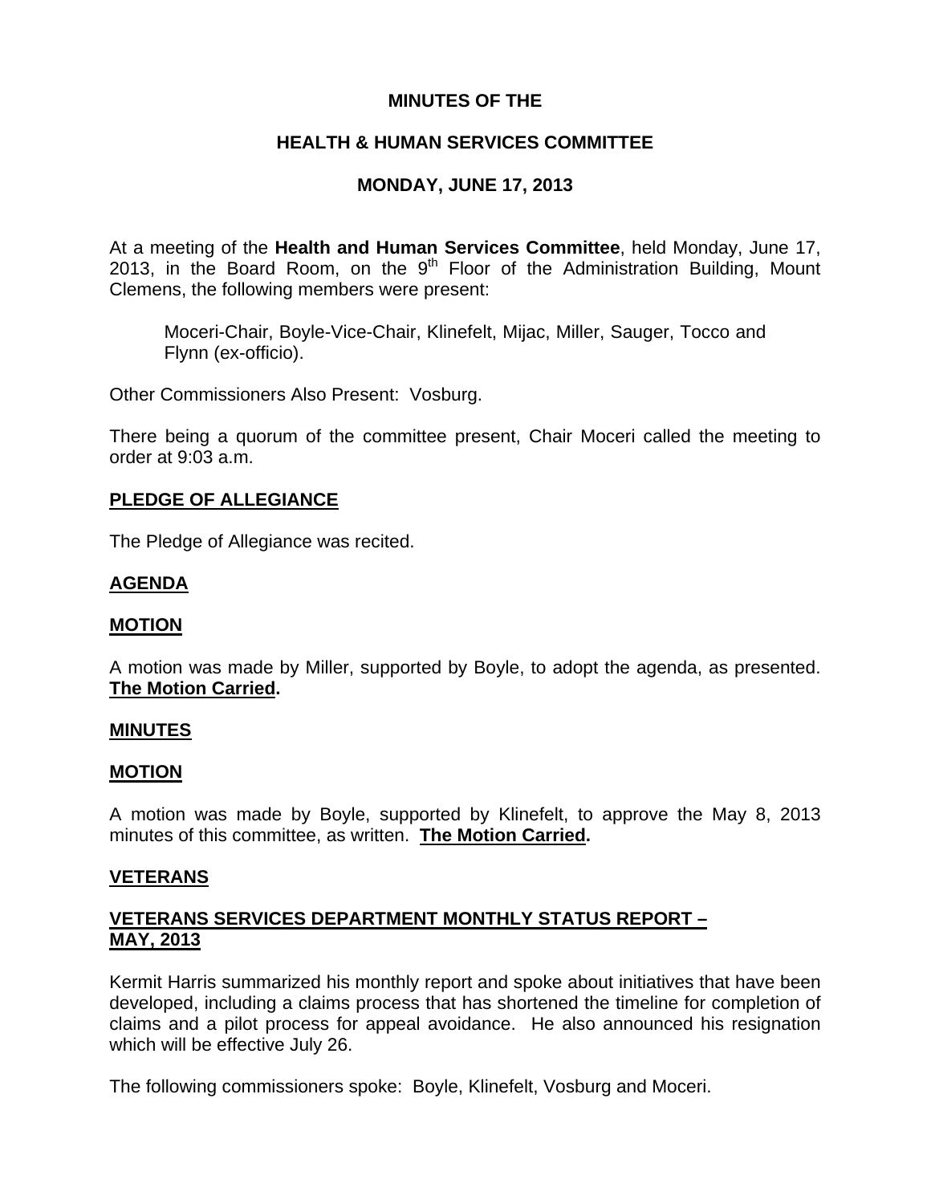# MINUTES OF THE

# HEALTH & HUMAN SERVICES COMMITTEE

# MONDAY, JUNE 17, 2013

At a meeting of the **Health and Human Services Committee**, held Monday, June 17, 2013, in the Board Room, on the 9th Floor of the Administration Building, Mount Clemens, the following members were present:

Moceri-Chair, Boyle-Vice-Chair, Klinefelt, Mijac, Miller, Sauger, Tocco and Flynn (ex-officio).

Other Commissioners Also Present: Vosburg.

There being a quorum of the committee present, Chair Moceri called the meeting to order at 9:03 a.m.

## PLEDGE OF ALLEGIANCE

The Pledge of Allegiance was recited.

## AGENDA

## MOTION

A motion was made by Miller, supported by Boyle, to adopt the agenda, as presented. **The Motion Carried.**

## MINUTES

## MOTION

A motion was made by Boyle, supported by Klinefelt, to approve the May 8, 2013 minutes of this committee, as written. **The Motion Carried.**

## VETERANS

## VETERANS SERVICES DEPARTMENT MONTHLY STATUS REPORT – MAY, 2013

Kermit Harris summarized his monthly report and spoke about initiatives that have been developed, including a claims process that has shortened the timeline for completion of claims and a pilot process for appeal avoidance. He also announced his resignation which will be effective July 26.

The following commissioners spoke: Boyle, Klinefelt, Vosburg and Moceri.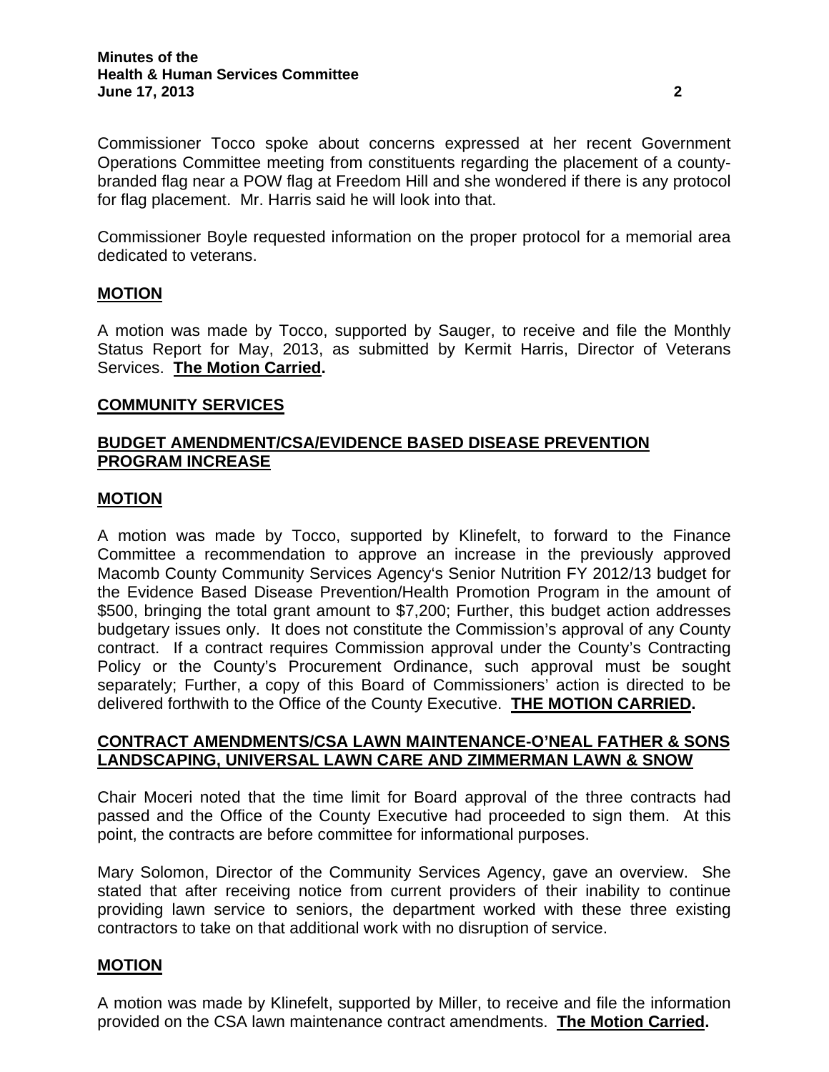Commissioner Tocco spoke about concerns expressed at her recent Government Operations Committee meeting from constituents regarding the placement of a county-branded flag near a POW flag at Freedom Hill and she wondered if there is any protocol for flag placement. Mr. Harris said he will look into that.

Commissioner Boyle requested information on the proper protocol for a memorial area dedicated to veterans.

**MOTION**

A motion was made by Tocco, supported by Sauger, to receive and file the Monthly Status Report for May, 2013, as submitted by Kermit Harris, Director of Veterans Services. **The Motion Carried.**

**COMMUNITY SERVICES**

**BUDGET AMENDMENT/CSA/EVIDENCE BASED DISEASE PREVENTION PROGRAM INCREASE**

**MOTION**

A motion was made by Tocco, supported by Klinefelt, to forward to the Finance Committee a recommendation to approve an increase in the previously approved Macomb County Community Services Agency's Senior Nutrition FY 2012/13 budget for the Evidence Based Disease Prevention/Health Promotion Program in the amount of $500, bringing the total grant amount to $7,200; Further, this budget action addresses budgetary issues only. It does not constitute the Commission's approval of any County contract. If a contract requires Commission approval under the County's Contracting Policy or the County's Procurement Ordinance, such approval must be sought separately; Further, a copy of this Board of Commissioners' action is directed to be delivered forthwith to the Office of the County Executive. **THE MOTION CARRIED.**

**CONTRACT AMENDMENTS/CSA LAWN MAINTENANCE-O'NEAL FATHER & SONS LANDSCAPING, UNIVERSAL LAWN CARE AND ZIMMERMAN LAWN & SNOW**

Chair Moceri noted that the time limit for Board approval of the three contracts had passed and the Office of the County Executive had proceeded to sign them. At this point, the contracts are before committee for informational purposes.

Mary Solomon, Director of the Community Services Agency, gave an overview. She stated that after receiving notice from current providers of their inability to continue providing lawn service to seniors, the department worked with these three existing contractors to take on that additional work with no disruption of service.

**MOTION**

A motion was made by Klinefelt, supported by Miller, to receive and file the information provided on the CSA lawn maintenance contract amendments. **The Motion Carried.**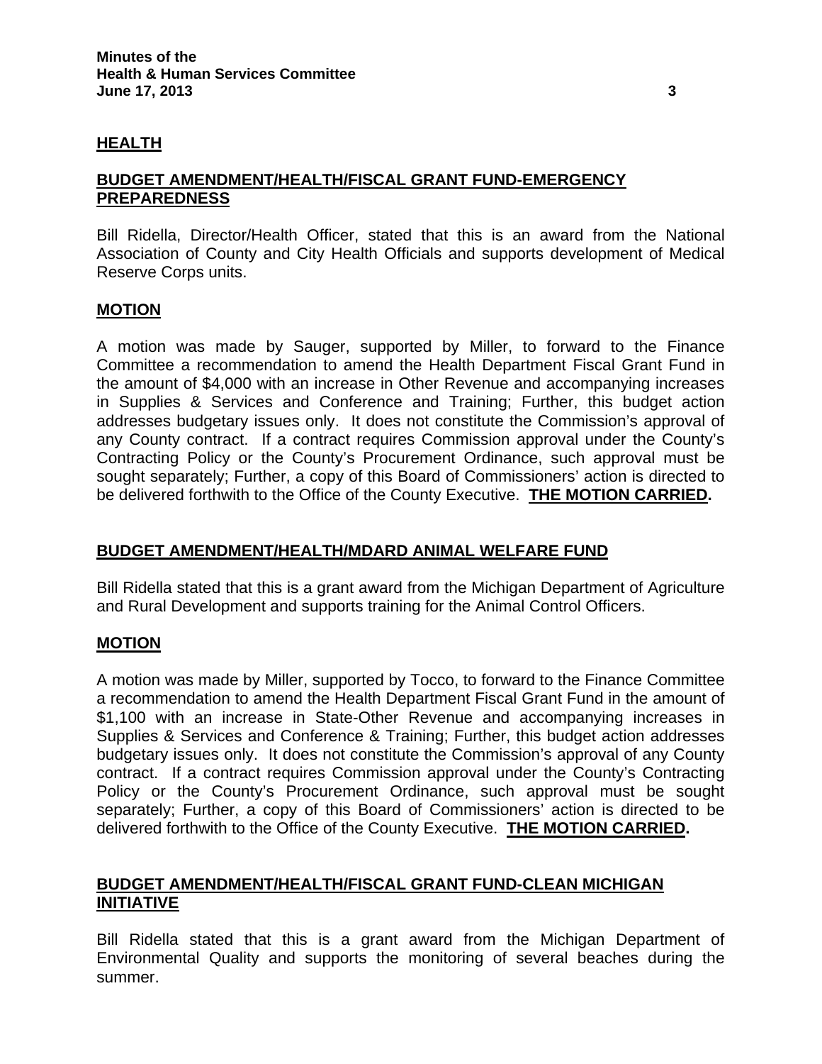## HEALTH

### BUDGET AMENDMENT/HEALTH/FISCAL GRANT FUND-EMERGENCY PREPAREDNESS

Bill Ridella, Director/Health Officer, stated that this is an award from the National Association of County and City Health Officials and supports development of Medical Reserve Corps units.

### MOTION

A motion was made by Sauger, supported by Miller, to forward to the Finance Committee a recommendation to amend the Health Department Fiscal Grant Fund in the amount of $4,000 with an increase in Other Revenue and accompanying increases in Supplies & Services and Conference and Training; Further, this budget action addresses budgetary issues only. It does not constitute the Commission's approval of any County contract. If a contract requires Commission approval under the County's Contracting Policy or the County's Procurement Ordinance, such approval must be sought separately; Further, a copy of this Board of Commissioners' action is directed to be delivered forthwith to the Office of the County Executive. **THE MOTION CARRIED.**

### BUDGET AMENDMENT/HEALTH/MDARD ANIMAL WELFARE FUND

Bill Ridella stated that this is a grant award from the Michigan Department of Agriculture and Rural Development and supports training for the Animal Control Officers.

### MOTION

A motion was made by Miller, supported by Tocco, to forward to the Finance Committee a recommendation to amend the Health Department Fiscal Grant Fund in the amount of $1,100 with an increase in State-Other Revenue and accompanying increases in Supplies & Services and Conference & Training; Further, this budget action addresses budgetary issues only. It does not constitute the Commission's approval of any County contract. If a contract requires Commission approval under the County's Contracting Policy or the County's Procurement Ordinance, such approval must be sought separately; Further, a copy of this Board of Commissioners' action is directed to be delivered forthwith to the Office of the County Executive. **THE MOTION CARRIED.**

### BUDGET AMENDMENT/HEALTH/FISCAL GRANT FUND-CLEAN MICHIGAN INITIATIVE

Bill Ridella stated that this is a grant award from the Michigan Department of Environmental Quality and supports the monitoring of several beaches during the summer.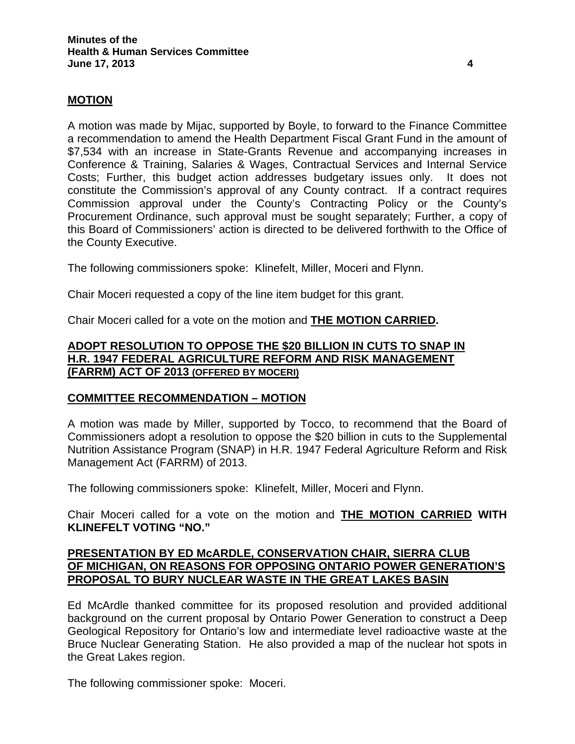## MOTION

A motion was made by Mijac, supported by Boyle, to forward to the Finance Committee a recommendation to amend the Health Department Fiscal Grant Fund in the amount of $7,534 with an increase in State-Grants Revenue and accompanying increases in Conference & Training, Salaries & Wages, Contractual Services and Internal Service Costs; Further, this budget action addresses budgetary issues only. It does not constitute the Commission's approval of any County contract. If a contract requires Commission approval under the County's Contracting Policy or the County's Procurement Ordinance, such approval must be sought separately; Further, a copy of this Board of Commissioners' action is directed to be delivered forthwith to the Office of the County Executive.

The following commissioners spoke: Klinefelt, Miller, Moceri and Flynn.

Chair Moceri requested a copy of the line item budget for this grant.

Chair Moceri called for a vote on the motion and **THE MOTION CARRIED.**

## ADOPT RESOLUTION TO OPPOSE THE $20 BILLION IN CUTS TO SNAP IN H.R. 1947 FEDERAL AGRICULTURE REFORM AND RISK MANAGEMENT (FARRM) ACT OF 2013 (OFFERED BY MOCERI)

## COMMITTEE RECOMMENDATION – MOTION

A motion was made by Miller, supported by Tocco, to recommend that the Board of Commissioners adopt a resolution to oppose the $20 billion in cuts to the Supplemental Nutrition Assistance Program (SNAP) in H.R. 1947 Federal Agriculture Reform and Risk Management Act (FARRM) of 2013.

The following commissioners spoke: Klinefelt, Miller, Moceri and Flynn.

Chair Moceri called for a vote on the motion and **THE MOTION CARRIED WITH KLINEFELT VOTING "NO."**

## PRESENTATION BY ED McARDLE, CONSERVATION CHAIR, SIERRA CLUB OF MICHIGAN, ON REASONS FOR OPPOSING ONTARIO POWER GENERATION'S PROPOSAL TO BURY NUCLEAR WASTE IN THE GREAT LAKES BASIN

Ed McArdle thanked committee for its proposed resolution and provided additional background on the current proposal by Ontario Power Generation to construct a Deep Geological Repository for Ontario's low and intermediate level radioactive waste at the Bruce Nuclear Generating Station. He also provided a map of the nuclear hot spots in the Great Lakes region.

The following commissioner spoke: Moceri.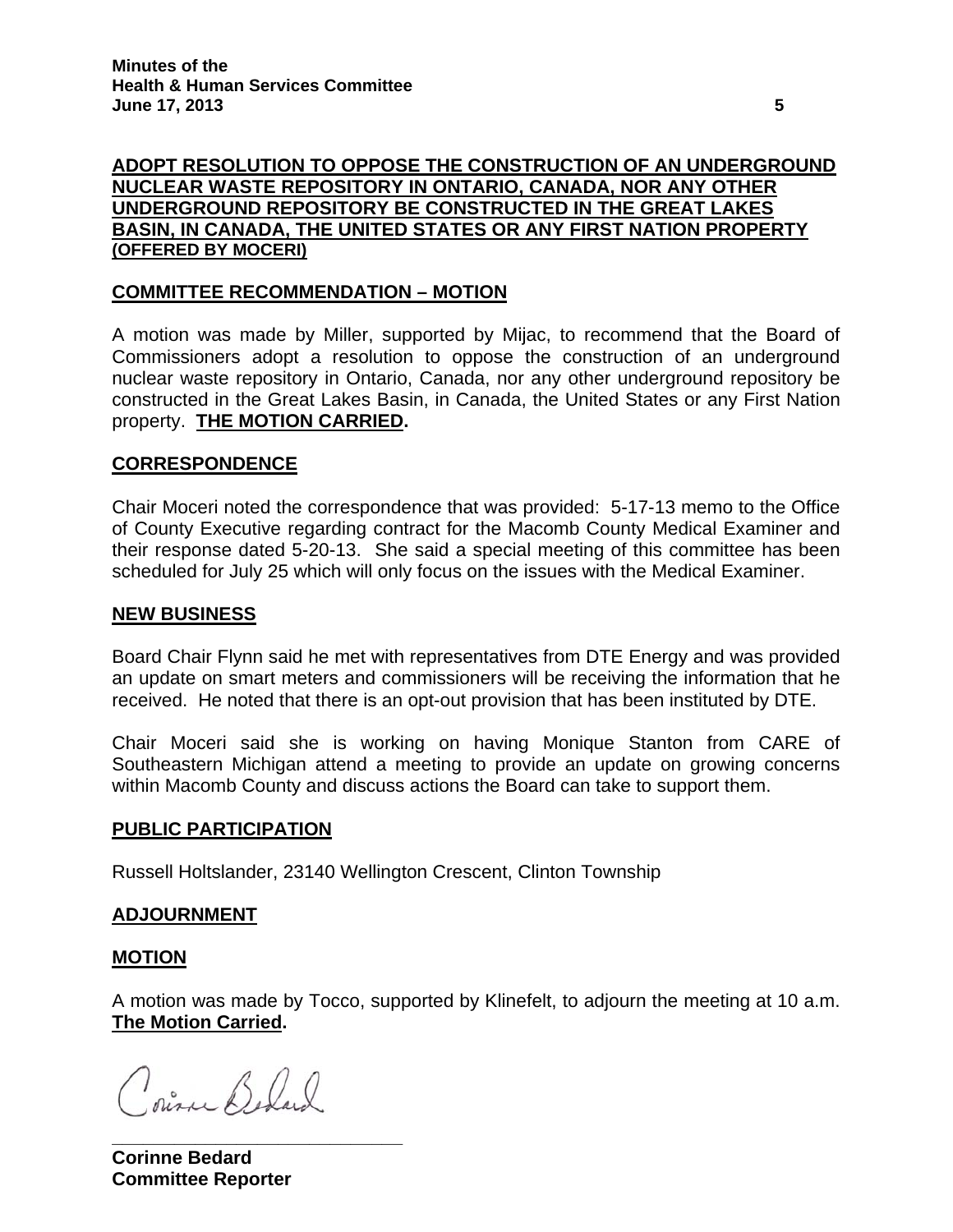**ADOPT RESOLUTION TO OPPOSE THE CONSTRUCTION OF AN UNDERGROUND NUCLEAR WASTE REPOSITORY IN ONTARIO, CANADA, NOR ANY OTHER UNDERGROUND REPOSITORY BE CONSTRUCTED IN THE GREAT LAKES BASIN, IN CANADA, THE UNITED STATES OR ANY FIRST NATION PROPERTY (OFFERED BY MOCERI)**

**COMMITTEE RECOMMENDATION – MOTION**

A motion was made by Miller, supported by Mijac, to recommend that the Board of Commissioners adopt a resolution to oppose the construction of an underground nuclear waste repository in Ontario, Canada, nor any other underground repository be constructed in the Great Lakes Basin, in Canada, the United States or any First Nation property. **THE MOTION CARRIED.**

**CORRESPONDENCE**

Chair Moceri noted the correspondence that was provided: 5-17-13 memo to the Office of County Executive regarding contract for the Macomb County Medical Examiner and their response dated 5-20-13. She said a special meeting of this committee has been scheduled for July 25 which will only focus on the issues with the Medical Examiner.

**NEW BUSINESS**

Board Chair Flynn said he met with representatives from DTE Energy and was provided an update on smart meters and commissioners will be receiving the information that he received. He noted that there is an opt-out provision that has been instituted by DTE.

Chair Moceri said she is working on having Monique Stanton from CARE of Southeastern Michigan attend a meeting to provide an update on growing concerns within Macomb County and discuss actions the Board can take to support them.

**PUBLIC PARTICIPATION**

Russell Holtslander, 23140 Wellington Crescent, Clinton Township

**ADJOURNMENT**

**MOTION**

A motion was made by Tocco, supported by Klinefelt, to adjourn the meeting at 10 a.m. **The Motion Carried.**

Corinne Bedard

\_\_\_\_\_\_\_\_\_\_\_\_\_\_\_\_\_\_\_\_\_\_\_\_\_\_\_\_\_\_

**Corinne Bedard**
**Committee Reporter**